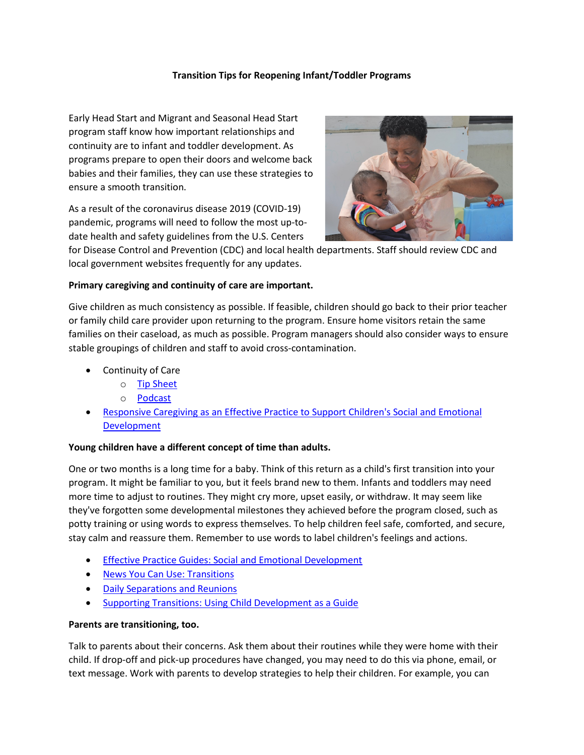# Transition Tips for Reopening Infant/Toddler Programs

Early Head Start and Migrant and Seasonal Head Start program staff know how important relationships and continuity are to infant and toddler development. As programs prepare to open their doors and welcome back babies and their families, they can use these strategies to ensure a smooth transition.

As a result of the coronavirus disease 2019 (COVID-19) pandemic, programs will need to follow the most up-to-date health and safety guidelines from the U.S. Centers for Disease Control and Prevention (CDC) and local health departments. Staff should review CDC and local government websites frequently for any updates.

**Primary caregiving and continuity of care are important.**

Give children as much consistency as possible. If feasible, children should go back to their prior teacher or family child care provider upon returning to the program. Ensure home visitors retain the same families on their caseload, as much as possible. Program managers should also consider ways to ensure stable groupings of children and staff to avoid cross-contamination.

- Continuity of Care
  - Tip Sheet
  - Podcast
- Responsive Caregiving as an Effective Practice to Support Children's Social and Emotional Development

**Young children have a different concept of time than adults.**

One or two months is a long time for a baby. Think of this return as a child's first transition into your program. It might be familiar to you, but it feels brand new to them. Infants and toddlers may need more time to adjust to routines. They might cry more, upset easily, or withdraw. It may seem like they've forgotten some developmental milestones they achieved before the program closed, such as potty training or using words to express themselves. To help children feel safe, comforted, and secure, stay calm and reassure them. Remember to use words to label children's feelings and actions.

- Effective Practice Guides: Social and Emotional Development
- News You Can Use: Transitions
- Daily Separations and Reunions
- Supporting Transitions: Using Child Development as a Guide

**Parents are transitioning, too.**

Talk to parents about their concerns. Ask them about their routines while they were home with their child. If drop-off and pick-up procedures have changed, you may need to do this via phone, email, or text message. Work with parents to develop strategies to help their children. For example, you can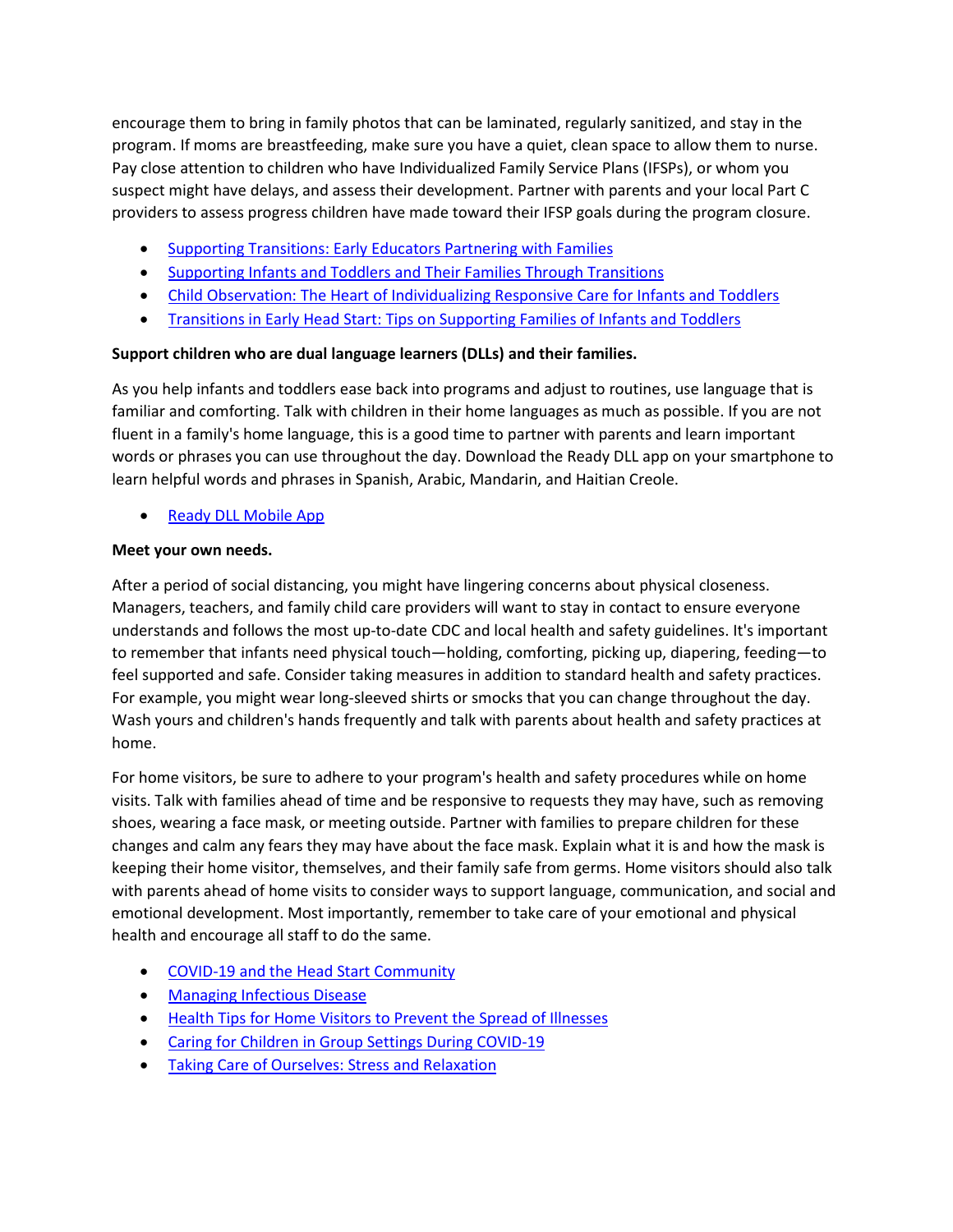encourage them to bring in family photos that can be laminated, regularly sanitized, and stay in the program. If moms are breastfeeding, make sure you have a quiet, clean space to allow them to nurse. Pay close attention to children who have Individualized Family Service Plans (IFSPs), or whom you suspect might have delays, and assess their development. Partner with parents and your local Part C providers to assess progress children have made toward their IFSP goals during the program closure.

- Supporting Transitions: Early Educators Partnering with Families
- Supporting Infants and Toddlers and Their Families Through Transitions
- Child Observation: The Heart of Individualizing Responsive Care for Infants and Toddlers
- Transitions in Early Head Start: Tips on Supporting Families of Infants and Toddlers

**Support children who are dual language learners (DLLs) and their families.**

As you help infants and toddlers ease back into programs and adjust to routines, use language that is familiar and comforting. Talk with children in their home languages as much as possible. If you are not fluent in a family's home language, this is a good time to partner with parents and learn important words or phrases you can use throughout the day. Download the Ready DLL app on your smartphone to learn helpful words and phrases in Spanish, Arabic, Mandarin, and Haitian Creole.

- Ready DLL Mobile App

**Meet your own needs.**

After a period of social distancing, you might have lingering concerns about physical closeness. Managers, teachers, and family child care providers will want to stay in contact to ensure everyone understands and follows the most up-to-date CDC and local health and safety guidelines. It's important to remember that infants need physical touch—holding, comforting, picking up, diapering, feeding—to feel supported and safe. Consider taking measures in addition to standard health and safety practices. For example, you might wear long-sleeved shirts or smocks that you can change throughout the day. Wash yours and children's hands frequently and talk with parents about health and safety practices at home.

For home visitors, be sure to adhere to your program's health and safety procedures while on home visits. Talk with families ahead of time and be responsive to requests they may have, such as removing shoes, wearing a face mask, or meeting outside. Partner with families to prepare children for these changes and calm any fears they may have about the face mask. Explain what it is and how the mask is keeping their home visitor, themselves, and their family safe from germs. Home visitors should also talk with parents ahead of home visits to consider ways to support language, communication, and social and emotional development. Most importantly, remember to take care of your emotional and physical health and encourage all staff to do the same.

- COVID-19 and the Head Start Community
- Managing Infectious Disease
- Health Tips for Home Visitors to Prevent the Spread of Illnesses
- Caring for Children in Group Settings During COVID-19
- Taking Care of Ourselves: Stress and Relaxation